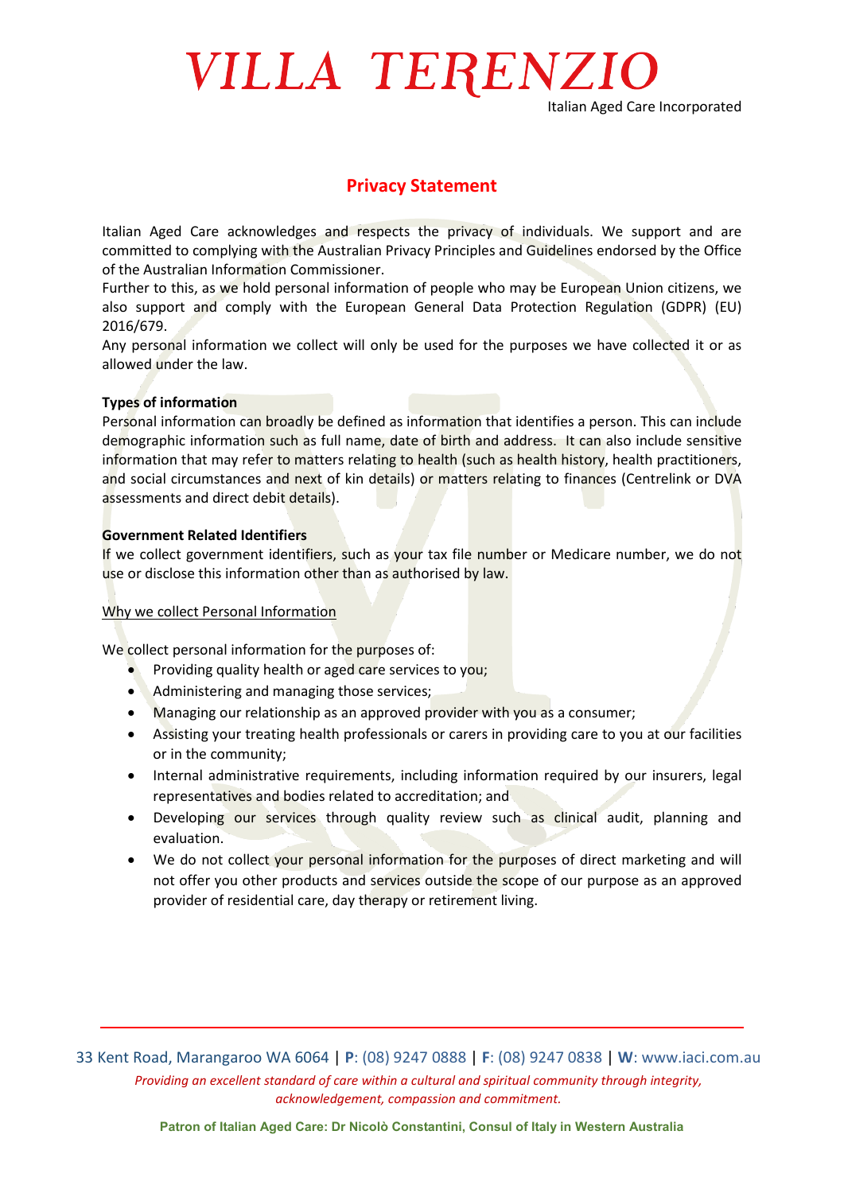# VILLA TERENZIO

Italian Aged Care Incorporated

## Privacy Statement

Italian Aged Care acknowledges and respects the privacy of individuals. We support and are committed to complying with the Australian Privacy Principles and Guidelines endorsed by the Office of the Australian Information Commissioner.

Further to this, as we hold personal information of people who may be European Union citizens, we also support and comply with the European General Data Protection Regulation (GDPR) (EU) 2016/679.

Any personal information we collect will only be used for the purposes we have collected it or as allowed under the law.

**Types of information**

Personal information can broadly be defined as information that identifies a person. This can include demographic information such as full name, date of birth and address. It can also include sensitive information that may refer to matters relating to health (such as health history, health practitioners, and social circumstances and next of kin details) or matters relating to finances (Centrelink or DVA assessments and direct debit details).

**Government Related Identifiers**

If we collect government identifiers, such as your tax file number or Medicare number, we do not use or disclose this information other than as authorised by law.

<u>Why we collect Personal Information</u>

We collect personal information for the purposes of:

- Providing quality health or aged care services to you;
- Administering and managing those services;
- Managing our relationship as an approved provider with you as a consumer;
- Assisting your treating health professionals or carers in providing care to you at our facilities or in the community;
- Internal administrative requirements, including information required by our insurers, legal representatives and bodies related to accreditation; and
- Developing our services through quality review such as clinical audit, planning and evaluation.
- We do not collect your personal information for the purposes of direct marketing and will not offer you other products and services outside the scope of our purpose as an approved provider of residential care, day therapy or retirement living.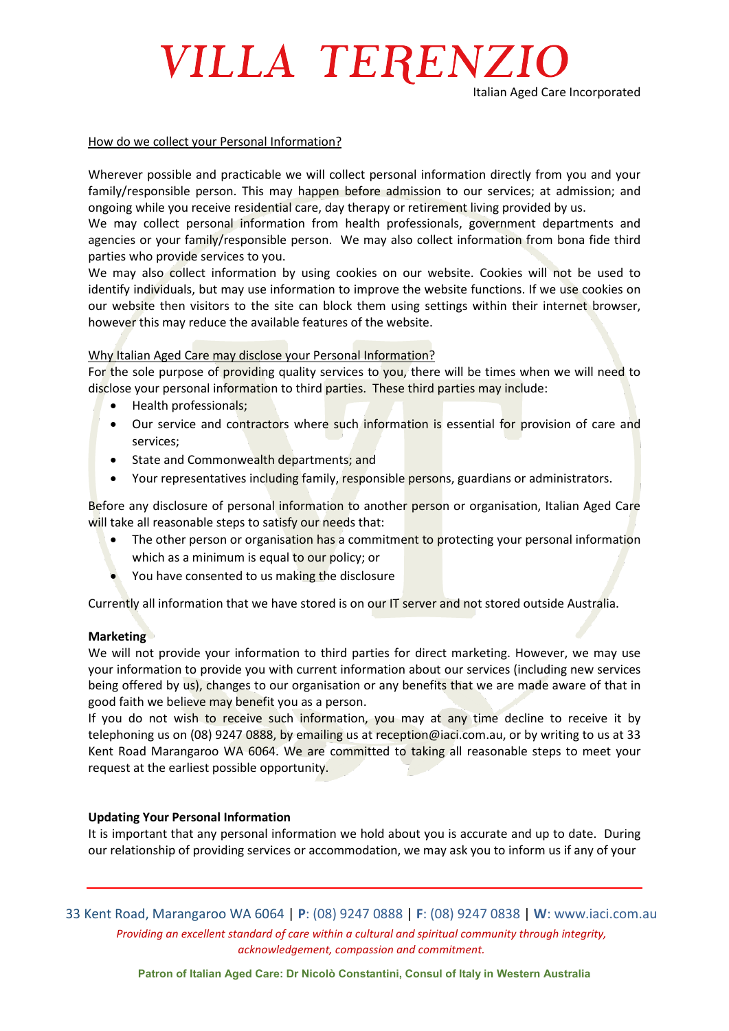How do we collect your Personal Information?

Wherever possible and practicable we will collect personal information directly from you and your family/responsible person. This may happen before admission to our services; at admission; and ongoing while you receive residential care, day therapy or retirement living provided by us.
We may collect personal information from health professionals, government departments and agencies or your family/responsible person. We may also collect information from bona fide third parties who provide services to you.
We may also collect information by using cookies on our website. Cookies will not be used to identify individuals, but may use information to improve the website functions. If we use cookies on our website then visitors to the site can block them using settings within their internet browser, however this may reduce the available features of the website.

Why Italian Aged Care may disclose your Personal Information?
For the sole purpose of providing quality services to you, there will be times when we will need to disclose your personal information to third parties. These third parties may include:

- Health professionals;
- Our service and contractors where such information is essential for provision of care and services;
- State and Commonwealth departments; and
- Your representatives including family, responsible persons, guardians or administrators.

Before any disclosure of personal information to another person or organisation, Italian Aged Care will take all reasonable steps to satisfy our needs that:

- The other person or organisation has a commitment to protecting your personal information which as a minimum is equal to our policy; or
- You have consented to us making the disclosure

Currently all information that we have stored is on our IT server and not stored outside Australia.

**Marketing**
We will not provide your information to third parties for direct marketing. However, we may use your information to provide you with current information about our services (including new services being offered by us), changes to our organisation or any benefits that we are made aware of that in good faith we believe may benefit you as a person.
If you do not wish to receive such information, you may at any time decline to receive it by telephoning us on (08) 9247 0888, by emailing us at reception@iaci.com.au, or by writing to us at 33 Kent Road Marangaroo WA 6064. We are committed to taking all reasonable steps to meet your request at the earliest possible opportunity.

**Updating Your Personal Information**
It is important that any personal information we hold about you is accurate and up to date. During our relationship of providing services or accommodation, we may ask you to inform us if any of your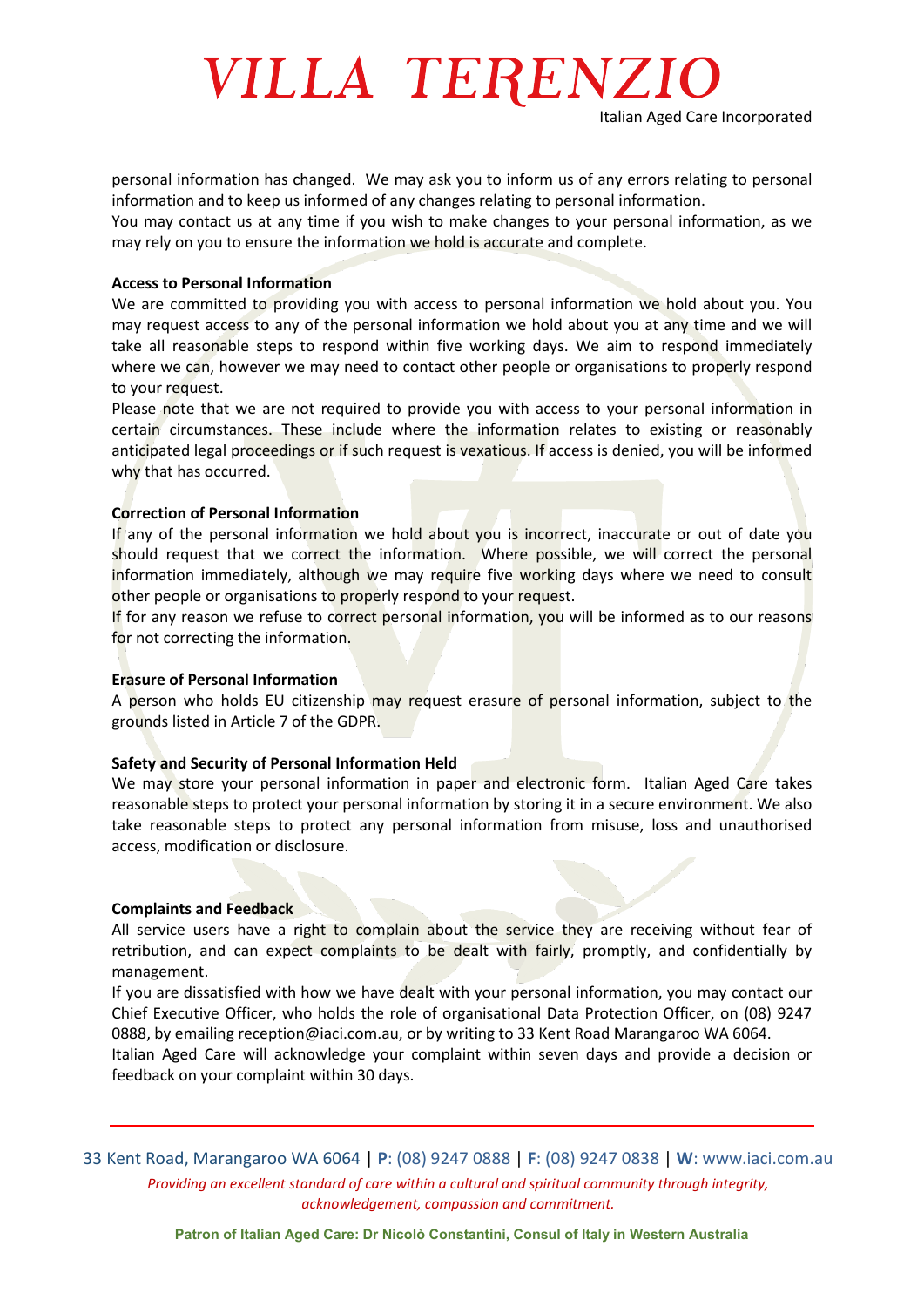personal information has changed. We may ask you to inform us of any errors relating to personal information and to keep us informed of any changes relating to personal information.
You may contact us at any time if you wish to make changes to your personal information, as we may rely on you to ensure the information we hold is accurate and complete.

**Access to Personal Information**
We are committed to providing you with access to personal information we hold about you. You may request access to any of the personal information we hold about you at any time and we will take all reasonable steps to respond within five working days. We aim to respond immediately where we can, however we may need to contact other people or organisations to properly respond to your request.
Please note that we are not required to provide you with access to your personal information in certain circumstances. These include where the information relates to existing or reasonably anticipated legal proceedings or if such request is vexatious. If access is denied, you will be informed why that has occurred.

**Correction of Personal Information**
If any of the personal information we hold about you is incorrect, inaccurate or out of date you should request that we correct the information. Where possible, we will correct the personal information immediately, although we may require five working days where we need to consult other people or organisations to properly respond to your request.
If for any reason we refuse to correct personal information, you will be informed as to our reasons for not correcting the information.

**Erasure of Personal Information**
A person who holds EU citizenship may request erasure of personal information, subject to the grounds listed in Article 7 of the GDPR.

**Safety and Security of Personal Information Held**
We may store your personal information in paper and electronic form. Italian Aged Care takes reasonable steps to protect your personal information by storing it in a secure environment. We also take reasonable steps to protect any personal information from misuse, loss and unauthorised access, modification or disclosure.

**Complaints and Feedback**
All service users have a right to complain about the service they are receiving without fear of retribution, and can expect complaints to be dealt with fairly, promptly, and confidentially by management.
If you are dissatisfied with how we have dealt with your personal information, you may contact our Chief Executive Officer, who holds the role of organisational Data Protection Officer, on (08) 9247 0888, by emailing reception@iaci.com.au, or by writing to 33 Kent Road Marangaroo WA 6064.
Italian Aged Care will acknowledge your complaint within seven days and provide a decision or feedback on your complaint within 30 days.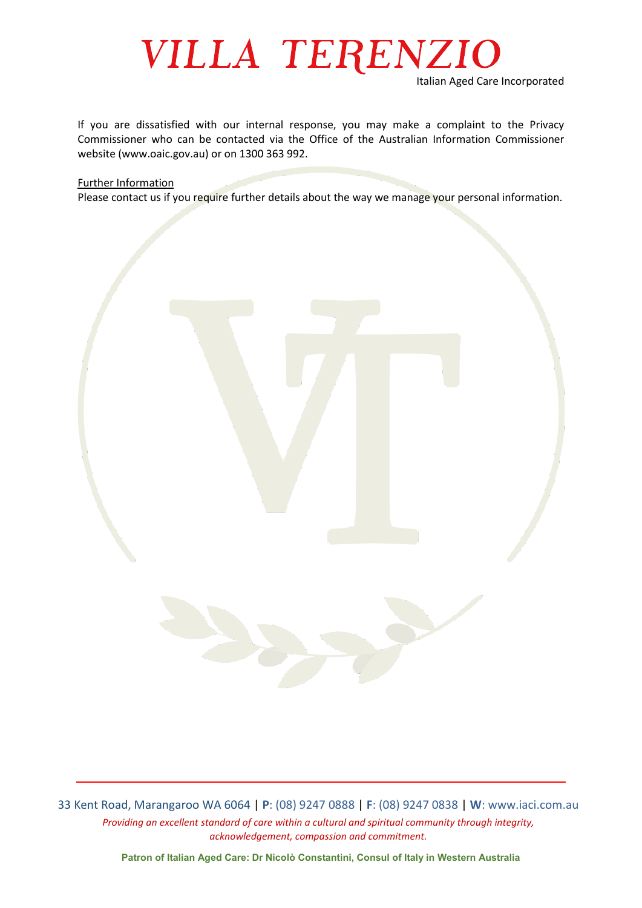If you are dissatisfied with our internal response, you may make a complaint to the Privacy Commissioner who can be contacted via the Office of the Australian Information Commissioner website (www.oaic.gov.au) or on 1300 363 992.

Further Information

Please contact us if you require further details about the way we manage your personal information.